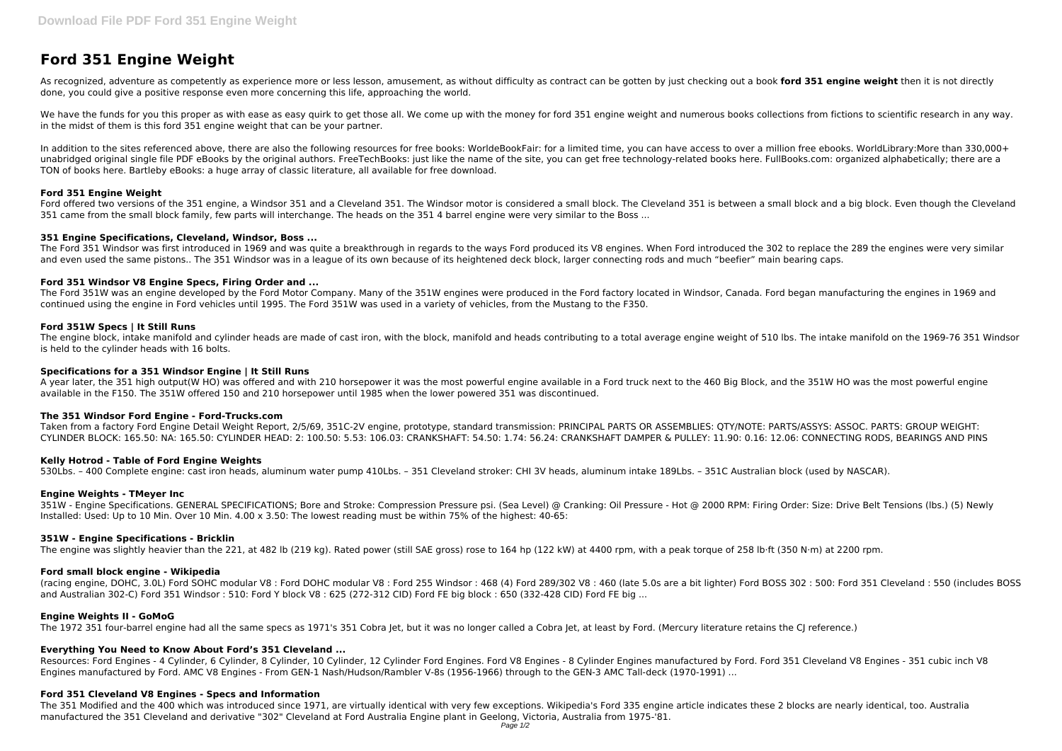# Ford 351 Engine Weight

As recognized, adventure as competently as experience more or less lesson, amusement, as without difficulty as contract can be gotten by just checking out a book **ford 351 engine weight** then it is not directly done, you could give a positive response even more concerning this life, approaching the world.

We have the funds for you this proper as with ease as easy quirk to get those all. We come up with the money for ford 351 engine weight and numerous books collections from fictions to scientific research in any way. in the midst of them is this ford 351 engine weight that can be your partner.

In addition to the sites referenced above, there are also the following resources for free books: WorldeBookFair: for a limited time, you can have access to over a million free ebooks. WorldLibrary:More than 330,000+ unabridged original single file PDF eBooks by the original authors. FreeTechBooks: just like the name of the site, you can get free technology-related books here. FullBooks.com: organized alphabetically; there are a TON of books here. Bartleby eBooks: a huge array of classic literature, all available for free download.

### Ford 351 Engine Weight

Ford offered two versions of the 351 engine, a Windsor 351 and a Cleveland 351. The Windsor motor is considered a small block. The Cleveland 351 is between a small block and a big block. Even though the Cleveland 351 came from the small block family, few parts will interchange. The heads on the 351 4 barrel engine were very similar to the Boss ...

### 351 Engine Specifications, Cleveland, Windsor, Boss ...

The Ford 351 Windsor was first introduced in 1969 and was quite a breakthrough in regards to the ways Ford produced its V8 engines. When Ford introduced the 302 to replace the 289 the engines were very similar and even used the same pistons.. The 351 Windsor was in a league of its own because of its heightened deck block, larger connecting rods and much "beefier" main bearing caps.

### Ford 351 Windsor V8 Engine Specs, Firing Order and ...

The Ford 351W was an engine developed by the Ford Motor Company. Many of the 351W engines were produced in the Ford factory located in Windsor, Canada. Ford began manufacturing the engines in 1969 and continued using the engine in Ford vehicles until 1995. The Ford 351W was used in a variety of vehicles, from the Mustang to the F350.

### Ford 351W Specs | It Still Runs

The engine block, intake manifold and cylinder heads are made of cast iron, with the block, manifold and heads contributing to a total average engine weight of 510 lbs. The intake manifold on the 1969-76 351 Windsor is held to the cylinder heads with 16 bolts.

### Specifications for a 351 Windsor Engine | It Still Runs

A year later, the 351 high output(W HO) was offered and with 210 horsepower it was the most powerful engine available in a Ford truck next to the 460 Big Block, and the 351W HO was the most powerful engine available in the F150. The 351W offered 150 and 210 horsepower until 1985 when the lower powered 351 was discontinued.

### The 351 Windsor Ford Engine - Ford-Trucks.com

Taken from a factory Ford Engine Detail Weight Report, 2/5/69, 351C-2V engine, prototype, standard transmission: PRINCIPAL PARTS OR ASSEMBLIES: QTY/NOTE: PARTS/ASSYS: ASSOC. PARTS: GROUP WEIGHT: CYLINDER BLOCK: 165.50: NA: 165.50: CYLINDER HEAD: 2: 100.50: 5.53: 106.03: CRANKSHAFT: 54.50: 1.74: 56.24: CRANKSHAFT DAMPER & PULLEY: 11.90: 0.16: 12.06: CONNECTING RODS, BEARINGS AND PINS

### Kelly Hotrod - Table of Ford Engine Weights

530Lbs. – 400 Complete engine: cast iron heads, aluminum water pump 410Lbs. – 351 Cleveland stroker: CHI 3V heads, aluminum intake 189Lbs. – 351C Australian block (used by NASCAR).

### Engine Weights - TMeyer Inc

351W - Engine Specifications. GENERAL SPECIFICATIONS; Bore and Stroke: Compression Pressure psi. (Sea Level) @ Cranking: Oil Pressure - Hot @ 2000 RPM: Firing Order: Size: Drive Belt Tensions (lbs.) (5) Newly Installed: Used: Up to 10 Min. Over 10 Min. 4.00 x 3.50: The lowest reading must be within 75% of the highest: 40-65:

### 351W - Engine Specifications - Bricklin

The engine was slightly heavier than the 221, at 482 lb (219 kg). Rated power (still SAE gross) rose to 164 hp (122 kW) at 4400 rpm, with a peak torque of 258 lb·ft (350 N·m) at 2200 rpm.

### Ford small block engine - Wikipedia

(racing engine, DOHC, 3.0L) Ford SOHC modular V8 : Ford DOHC modular V8 : Ford 255 Windsor : 468 (4) Ford 289/302 V8 : 460 (late 5.0s are a bit lighter) Ford BOSS 302 : 500: Ford 351 Cleveland : 550 (includes BOSS and Australian 302-C) Ford 351 Windsor : 510: Ford Y block V8 : 625 (272-312 CID) Ford FE big block : 650 (332-428 CID) Ford FE big ...

### Engine Weights II - GoMoG

The 1972 351 four-barrel engine had all the same specs as 1971's 351 Cobra Jet, but it was no longer called a Cobra Jet, at least by Ford. (Mercury literature retains the CJ reference.)

### Everything You Need to Know About Ford's 351 Cleveland ...

Resources: Ford Engines - 4 Cylinder, 6 Cylinder, 8 Cylinder, 10 Cylinder, 12 Cylinder Ford Engines. Ford V8 Engines - 8 Cylinder Engines manufactured by Ford. Ford 351 Cleveland V8 Engines - 351 cubic inch V8 Engines manufactured by Ford. AMC V8 Engines - From GEN-1 Nash/Hudson/Rambler V-8s (1956-1966) through to the GEN-3 AMC Tall-deck (1970-1991) ...

### Ford 351 Cleveland V8 Engines - Specs and Information

The 351 Modified and the 400 which was introduced since 1971, are virtually identical with very few exceptions. Wikipedia's Ford 335 engine article indicates these 2 blocks are nearly identical, too. Australia manufactured the 351 Cleveland and derivative "302" Cleveland at Ford Australia Engine plant in Geelong, Victoria, Australia from 1975-'81.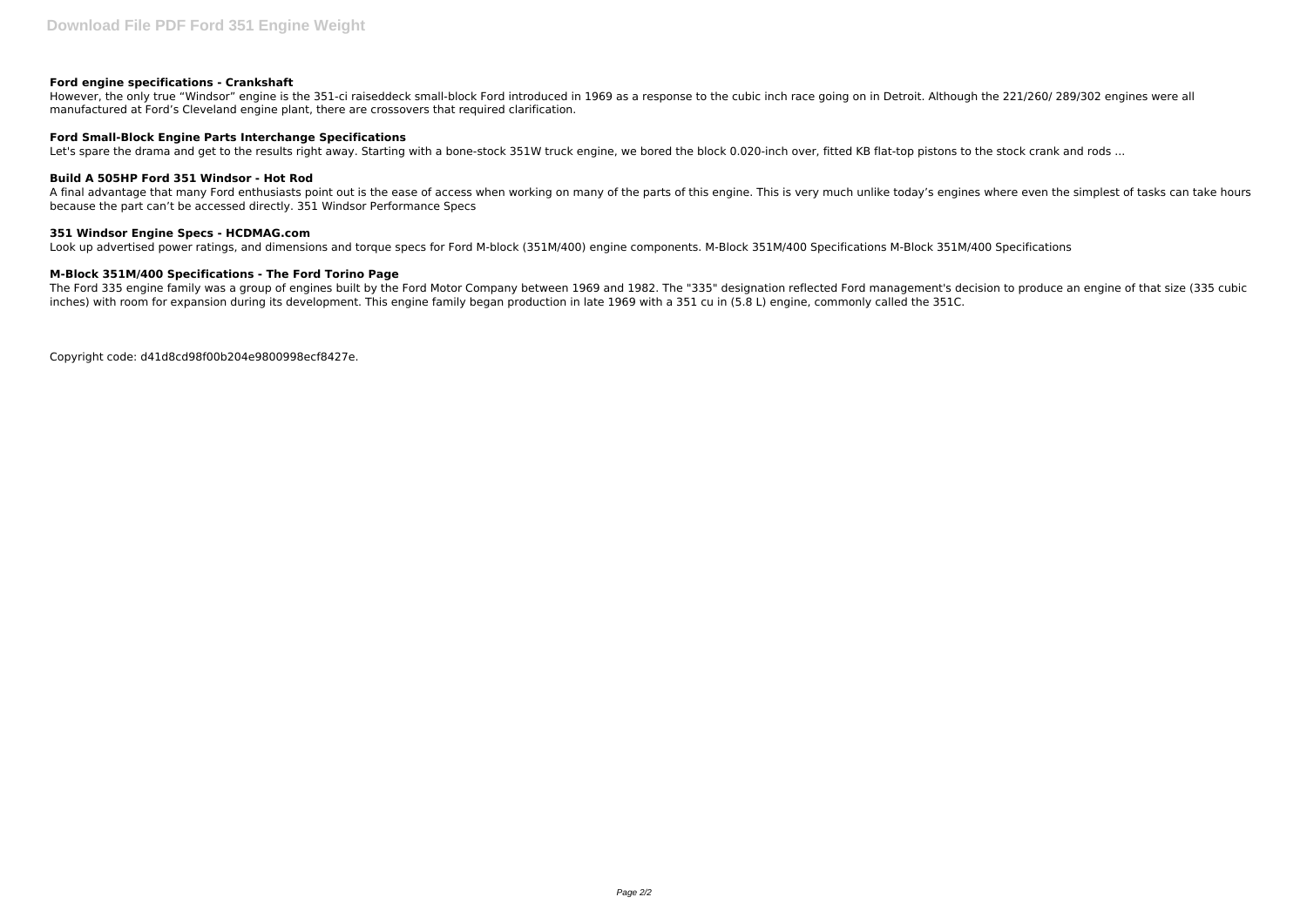### Ford engine specifications - Crankshaft

However, the only true "Windsor" engine is the 351-ci raiseddeck small-block Ford introduced in 1969 as a response to the cubic inch race going on in Detroit. Although the 221/260/ 289/302 engines were all manufactured at Ford's Cleveland engine plant, there are crossovers that required clarification.

### Ford Small-Block Engine Parts Interchange Specifications

Let's spare the drama and get to the results right away. Starting with a bone-stock 351W truck engine, we bored the block 0.020-inch over, fitted KB flat-top pistons to the stock crank and rods ...

### Build A 505HP Ford 351 Windsor - Hot Rod

A final advantage that many Ford enthusiasts point out is the ease of access when working on many of the parts of this engine. This is very much unlike today's engines where even the simplest of tasks can take hours because the part can't be accessed directly. 351 Windsor Performance Specs

### 351 Windsor Engine Specs - HCDMAG.com

Look up advertised power ratings, and dimensions and torque specs for Ford M-block (351M/400) engine components. M-Block 351M/400 Specifications M-Block 351M/400 Specifications

### M-Block 351M/400 Specifications - The Ford Torino Page

The Ford 335 engine family was a group of engines built by the Ford Motor Company between 1969 and 1982. The "335" designation reflected Ford management's decision to produce an engine of that size (335 cubic inches) with room for expansion during its development. This engine family began production in late 1969 with a 351 cu in (5.8 L) engine, commonly called the 351C.

Copyright code: d41d8cd98f00b204e9800998ecf8427e.